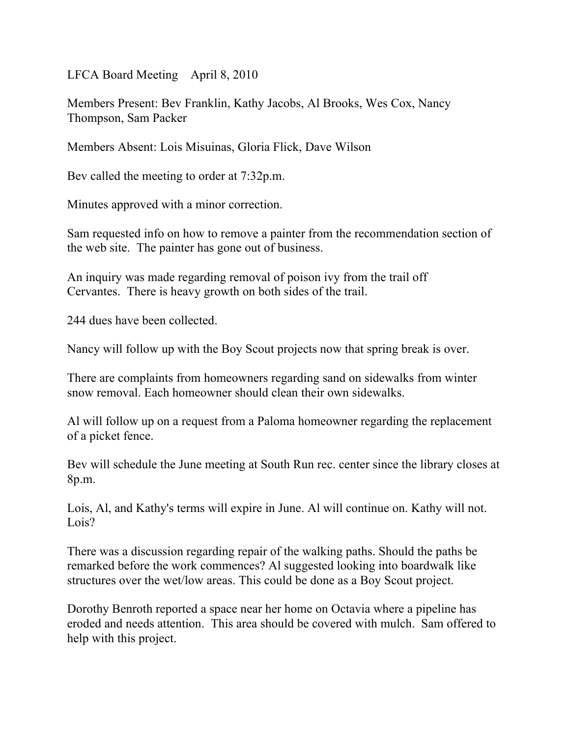LFCA Board Meeting    April 8, 2010

Members Present: Bev Franklin, Kathy Jacobs, Al Brooks, Wes Cox, Nancy Thompson, Sam Packer

Members Absent: Lois Misuinas, Gloria Flick, Dave Wilson

Bev called the meeting to order at 7:32p.m.

Minutes approved with a minor correction.

Sam requested info on how to remove a painter from the recommendation section of the web site.  The painter has gone out of business.

An inquiry was made regarding removal of poison ivy from the trail off Cervantes.  There is heavy growth on both sides of the trail.

244 dues have been collected.

Nancy will follow up with the Boy Scout projects now that spring break is over.

There are complaints from homeowners regarding sand on sidewalks from winter snow removal. Each homeowner should clean their own sidewalks.

Al will follow up on a request from a Paloma homeowner regarding the replacement of a picket fence.

Bev will schedule the June meeting at South Run rec. center since the library closes at 8p.m.

Lois, Al, and Kathy's terms will expire in June. Al will continue on. Kathy will not. Lois?

There was a discussion regarding repair of the walking paths. Should the paths be remarked before the work commences? Al suggested looking into boardwalk like structures over the wet/low areas. This could be done as a Boy Scout project.

Dorothy Benroth reported a space near her home on Octavia where a pipeline has eroded and needs attention.  This area should be covered with mulch.  Sam offered to help with this project.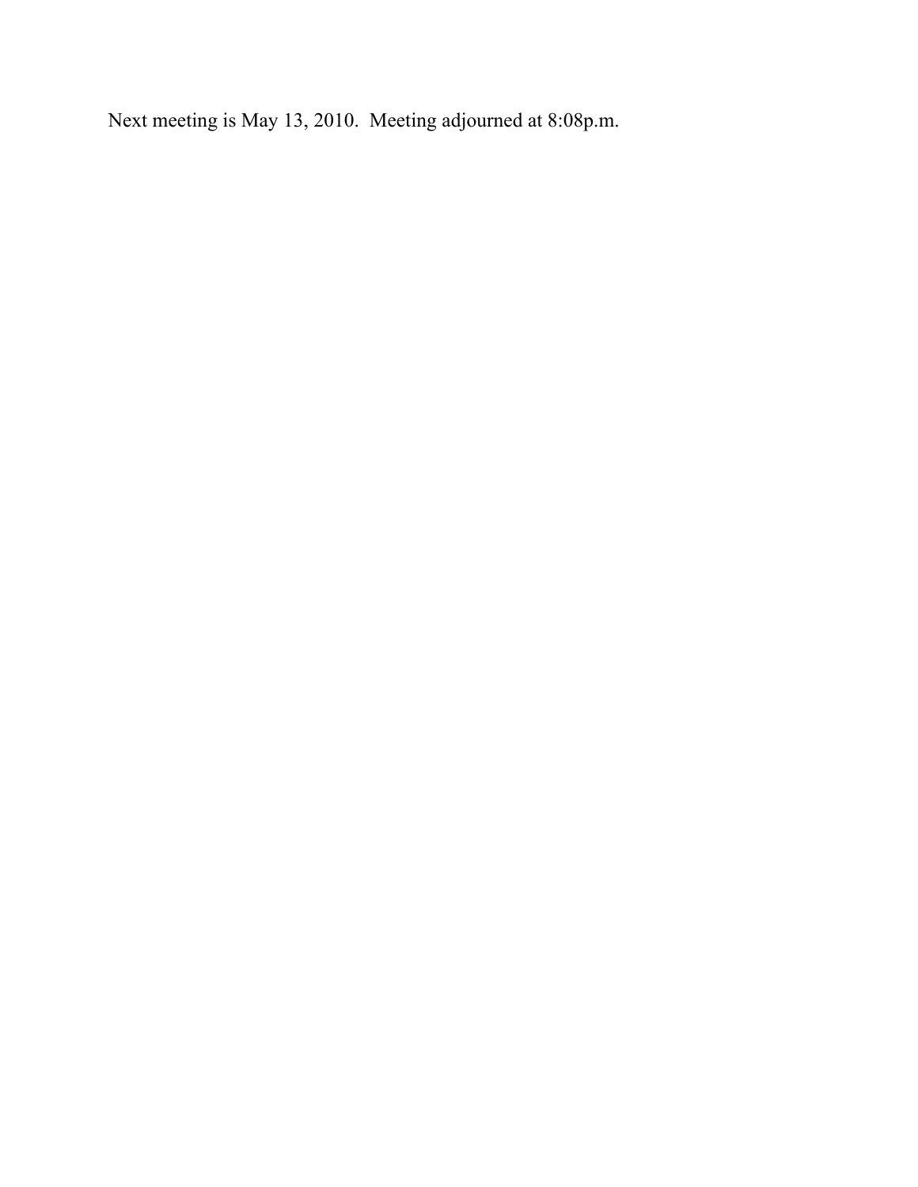Next meeting is May 13, 2010. Meeting adjourned at 8:08p.m.